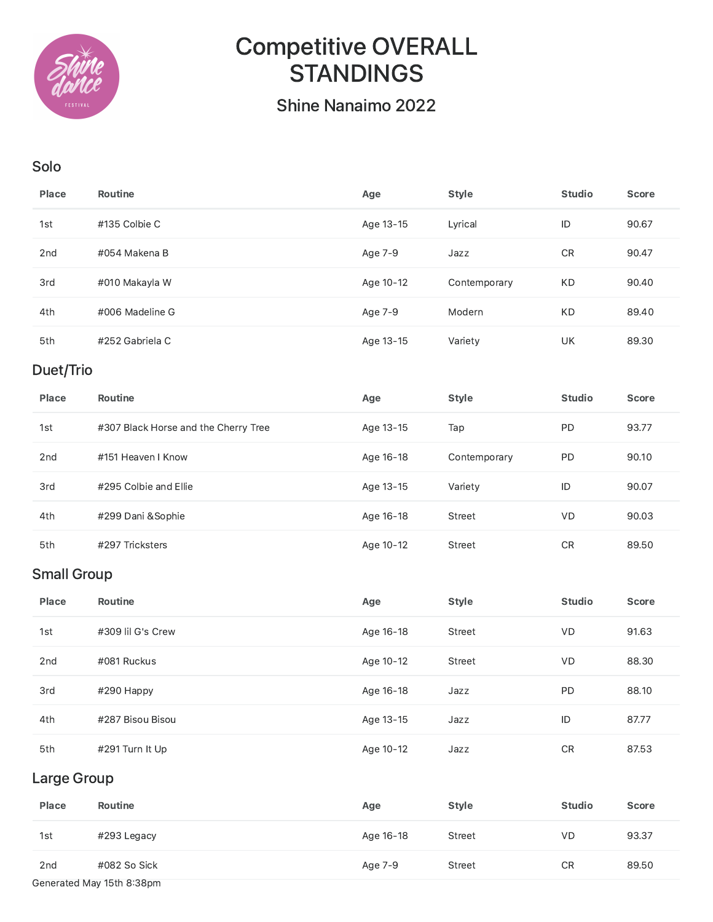# Competitive OVERALL STANDINGS

## Shine Nanaimo 2022

### Solo

| Place | Routine | Age | Style | Studio | Score |
|---|---|---|---|---|---|
| 1st | #135 Colbie C | Age 13-15 | Lyrical | ID | 90.67 |
| 2nd | #054 Makena B | Age 7-9 | Jazz | CR | 90.47 |
| 3rd | #010 Makayla W | Age 10-12 | Contemporary | KD | 90.40 |
| 4th | #006 Madeline G | Age 7-9 | Modern | KD | 89.40 |
| 5th | #252 Gabriela C | Age 13-15 | Variety | UK | 89.30 |

### Duet/Trio

| Place | Routine | Age | Style | Studio | Score |
|---|---|---|---|---|---|
| 1st | #307 Black Horse and the Cherry Tree | Age 13-15 | Tap | PD | 93.77 |
| 2nd | #151 Heaven I Know | Age 16-18 | Contemporary | PD | 90.10 |
| 3rd | #295 Colbie and Ellie | Age 13-15 | Variety | ID | 90.07 |
| 4th | #299 Dani &Sophie | Age 16-18 | Street | VD | 90.03 |
| 5th | #297 Tricksters | Age 10-12 | Street | CR | 89.50 |

### Small Group

| Place | Routine | Age | Style | Studio | Score |
|---|---|---|---|---|---|
| 1st | #309 lil G's Crew | Age 16-18 | Street | VD | 91.63 |
| 2nd | #081 Ruckus | Age 10-12 | Street | VD | 88.30 |
| 3rd | #290 Happy | Age 16-18 | Jazz | PD | 88.10 |
| 4th | #287 Bisou Bisou | Age 13-15 | Jazz | ID | 87.77 |
| 5th | #291 Turn It Up | Age 10-12 | Jazz | CR | 87.53 |

### Large Group

| Place | Routine | Age | Style | Studio | Score |
|---|---|---|---|---|---|
| 1st | #293 Legacy | Age 16-18 | Street | VD | 93.37 |
| 2nd | #082 So Sick | Age 7-9 | Street | CR | 89.50 |

Generated May 15th 8:38pm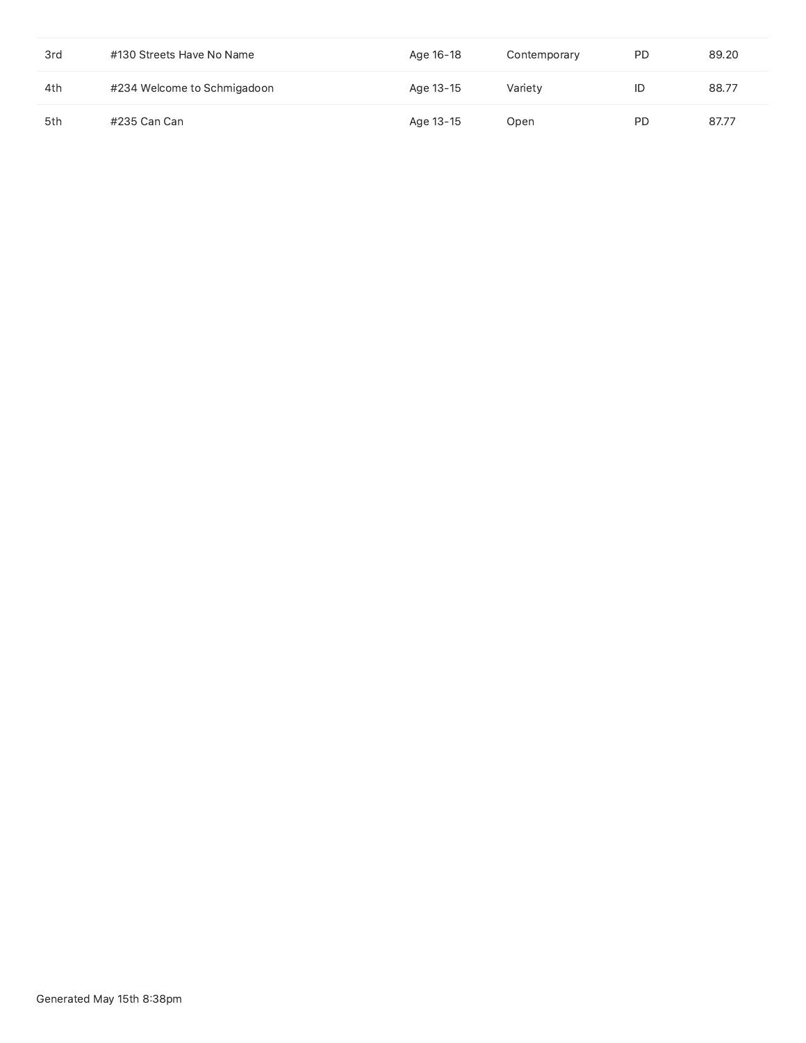| | | | | | |
|---|---|---|---|---|---|
| 3rd | #130 Streets Have No Name | Age 16-18 | Contemporary | PD | 89.20 |
| 4th | #234 Welcome to Schmigadoon | Age 13-15 | Variety | ID | 88.77 |
| 5th | #235 Can Can | Age 13-15 | Open | PD | 87.77 |

Generated May 15th 8:38pm